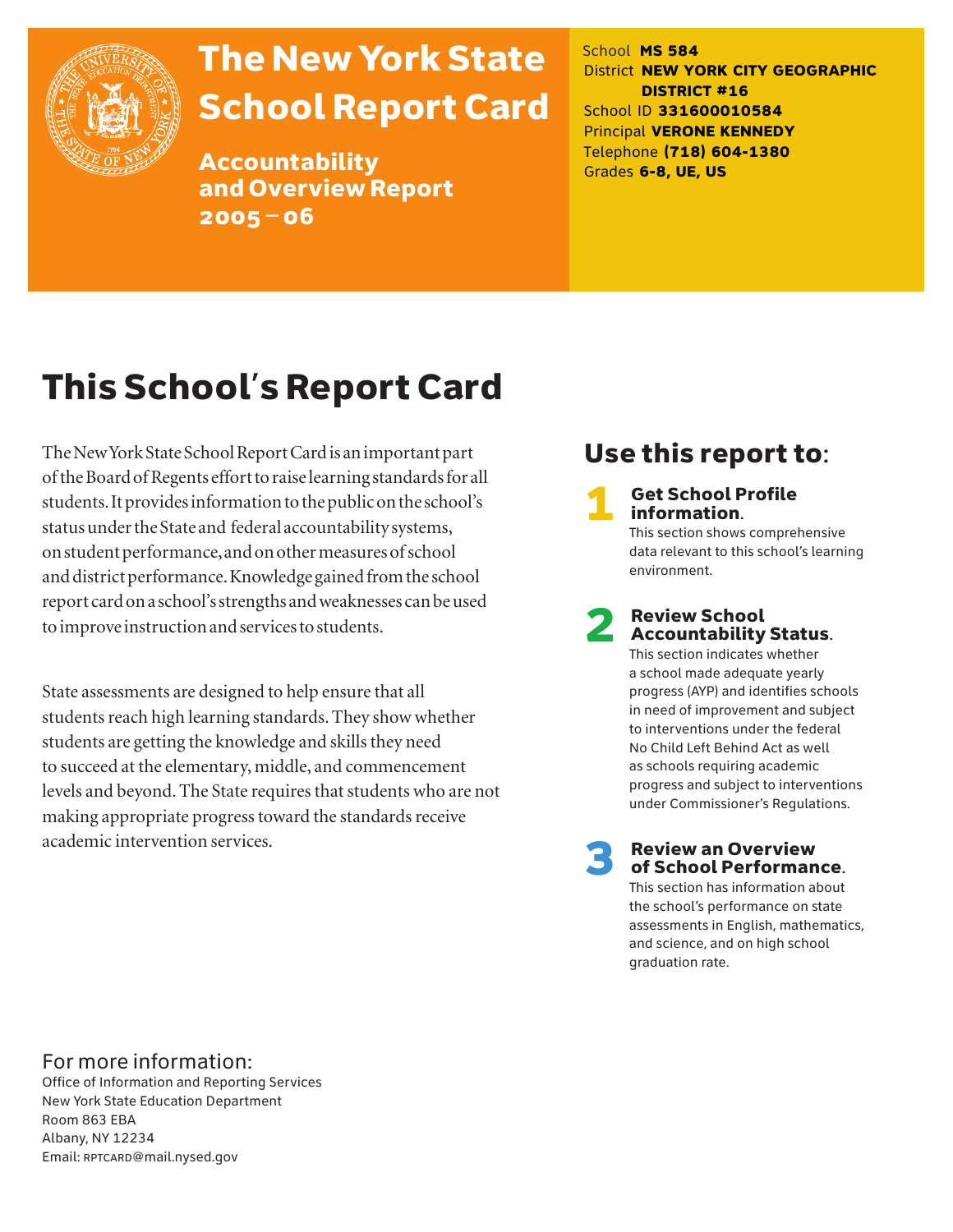# The New York State School Report Card

**Accountability and Overview Report 2005 – 06**

School **MS 584**
District **NEW YORK CITY GEOGRAPHIC DISTRICT #16**
School ID **331600010584**
Principal **VERONE KENNEDY**
Telephone **(718) 604-1380**
Grades **6-8, UE, US**

## This School's Report Card

The New York State School Report Card is an important part of the Board of Regents effort to raise learning standards for all students. It provides information to the public on the school's status under the State and federal accountability systems, on student performance, and on other measures of school and district performance. Knowledge gained from the school report card on a school's strengths and weaknesses can be used to improve instruction and services to students.

State assessments are designed to help ensure that all students reach high learning standards. They show whether students are getting the knowledge and skills they need to succeed at the elementary, middle, and commencement levels and beyond. The State requires that students who are not making appropriate progress toward the standards receive academic intervention services.

## Use this report to:

**1 Get School Profile information.**
This section shows comprehensive data relevant to this school's learning environment.

**2 Review School Accountability Status.**
This section indicates whether a school made adequate yearly progress (AYP) and identifies schools in need of improvement and subject to interventions under the federal No Child Left Behind Act as well as schools requiring academic progress and subject to interventions under Commissioner's Regulations.

**3 Review an Overview of School Performance.**
This section has information about the school's performance on state assessments in English, mathematics, and science, and on high school graduation rate.

For more information:
Office of Information and Reporting Services
New York State Education Department
Room 863 EBA
Albany, NY 12234
Email: RPTCARD@mail.nysed.gov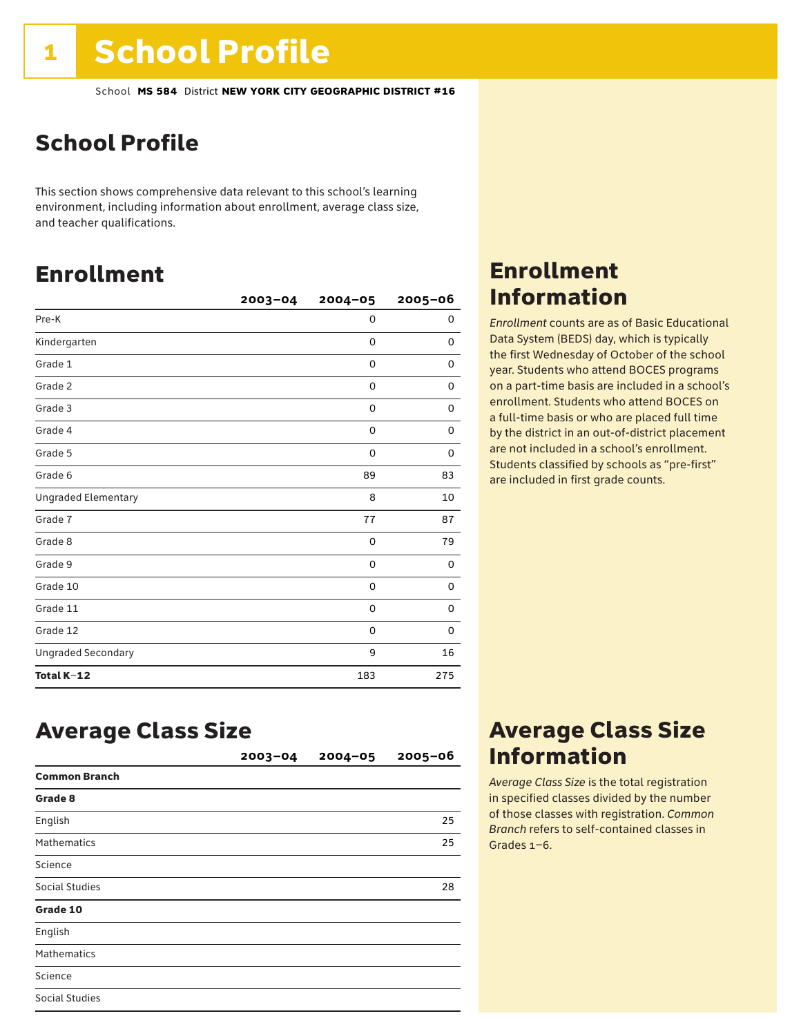# 1 School Profile

School **MS 584** District **NEW YORK CITY GEOGRAPHIC DISTRICT #16**

## School Profile

This section shows comprehensive data relevant to this school's learning environment, including information about enrollment, average class size, and teacher qualifications.

## Enrollment

| | 2003–04 | 2004–05 | 2005–06 |
|---|---|---|---|
| Pre-K | | 0 | 0 |
| Kindergarten | | 0 | 0 |
| Grade 1 | | 0 | 0 |
| Grade 2 | | 0 | 0 |
| Grade 3 | | 0 | 0 |
| Grade 4 | | 0 | 0 |
| Grade 5 | | 0 | 0 |
| Grade 6 | | 89 | 83 |
| Ungraded Elementary | | 8 | 10 |
| Grade 7 | | 77 | 87 |
| Grade 8 | | 0 | 79 |
| Grade 9 | | 0 | 0 |
| Grade 10 | | 0 | 0 |
| Grade 11 | | 0 | 0 |
| Grade 12 | | 0 | 0 |
| Ungraded Secondary | | 9 | 16 |
| **Total K–12** | | 183 | 275 |

## Enrollment Information

*Enrollment* counts are as of Basic Educational Data System (BEDS) day, which is typically the first Wednesday of October of the school year. Students who attend BOCES programs on a part-time basis are included in a school's enrollment. Students who attend BOCES on a full-time basis or who are placed full time by the district in an out-of-district placement are not included in a school's enrollment. Students classified by schools as "pre-first" are included in first grade counts.

## Average Class Size

| | 2003–04 | 2004–05 | 2005–06 |
|---|---|---|---|
| **Common Branch** | | | |
| **Grade 8** | | | |
| English | | | 25 |
| Mathematics | | | 25 |
| Science | | | |
| Social Studies | | | 28 |
| **Grade 10** | | | |
| English | | | |
| Mathematics | | | |
| Science | | | |
| Social Studies | | | |

## Average Class Size Information

*Average Class Size* is the total registration in specified classes divided by the number of those classes with registration. *Common Branch* refers to self-contained classes in Grades 1–6.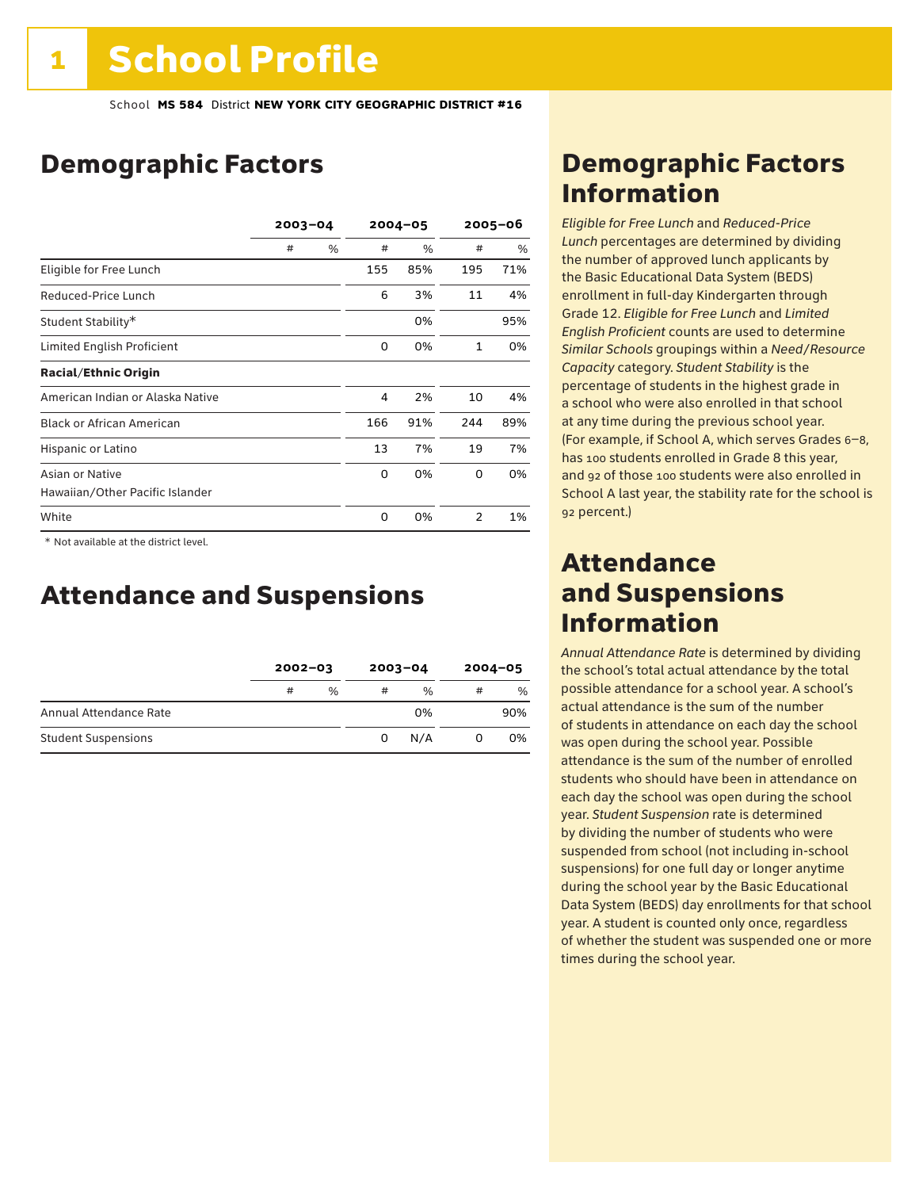# 1 School Profile

School **MS 584** District **NEW YORK CITY GEOGRAPHIC DISTRICT #16**

## Demographic Factors

| | 2003–04 | | 2004–05 | | 2005–06 | |
|---|---|---|---|---|---|---|
| | # | % | # | % | # | % |
| Eligible for Free Lunch | | | 155 | 85% | 195 | 71% |
| Reduced-Price Lunch | | | 6 | 3% | 11 | 4% |
| Student Stability* | | | | 0% | | 95% |
| Limited English Proficient | | | 0 | 0% | 1 | 0% |
| **Racial/Ethnic Origin** | | | | | | |
| American Indian or Alaska Native | | | 4 | 2% | 10 | 4% |
| Black or African American | | | 166 | 91% | 244 | 89% |
| Hispanic or Latino | | | 13 | 7% | 19 | 7% |
| Asian or Native Hawaiian/Other Pacific Islander | | | 0 | 0% | 0 | 0% |
| White | | | 0 | 0% | 2 | 1% |

\* Not available at the district level.

## Attendance and Suspensions

| | 2002–03 | | 2003–04 | | 2004–05 | |
|---|---|---|---|---|---|---|
| | # | % | # | % | # | % |
| Annual Attendance Rate | | | | 0% | | 90% |
| Student Suspensions | | | 0 | N/A | 0 | 0% |

## Demographic Factors Information

*Eligible for Free Lunch* and *Reduced-Price Lunch* percentages are determined by dividing the number of approved lunch applicants by the Basic Educational Data System (BEDS) enrollment in full-day Kindergarten through Grade 12. *Eligible for Free Lunch* and *Limited English Proficient* counts are used to determine *Similar Schools* groupings within a *Need/Resource Capacity* category. *Student Stability* is the percentage of students in the highest grade in a school who were also enrolled in that school at any time during the previous school year. (For example, if School A, which serves Grades 6–8, has 100 students enrolled in Grade 8 this year, and 92 of those 100 students were also enrolled in School A last year, the stability rate for the school is 92 percent.)

## Attendance and Suspensions Information

*Annual Attendance Rate* is determined by dividing the school's total actual attendance by the total possible attendance for a school year. A school's actual attendance is the sum of the number of students in attendance on each day the school was open during the school year. Possible attendance is the sum of the number of enrolled students who should have been in attendance on each day the school was open during the school year. *Student Suspension* rate is determined by dividing the number of students who were suspended from school (not including in-school suspensions) for one full day or longer anytime during the school year by the Basic Educational Data System (BEDS) day enrollments for that school year. A student is counted only once, regardless of whether the student was suspended one or more times during the school year.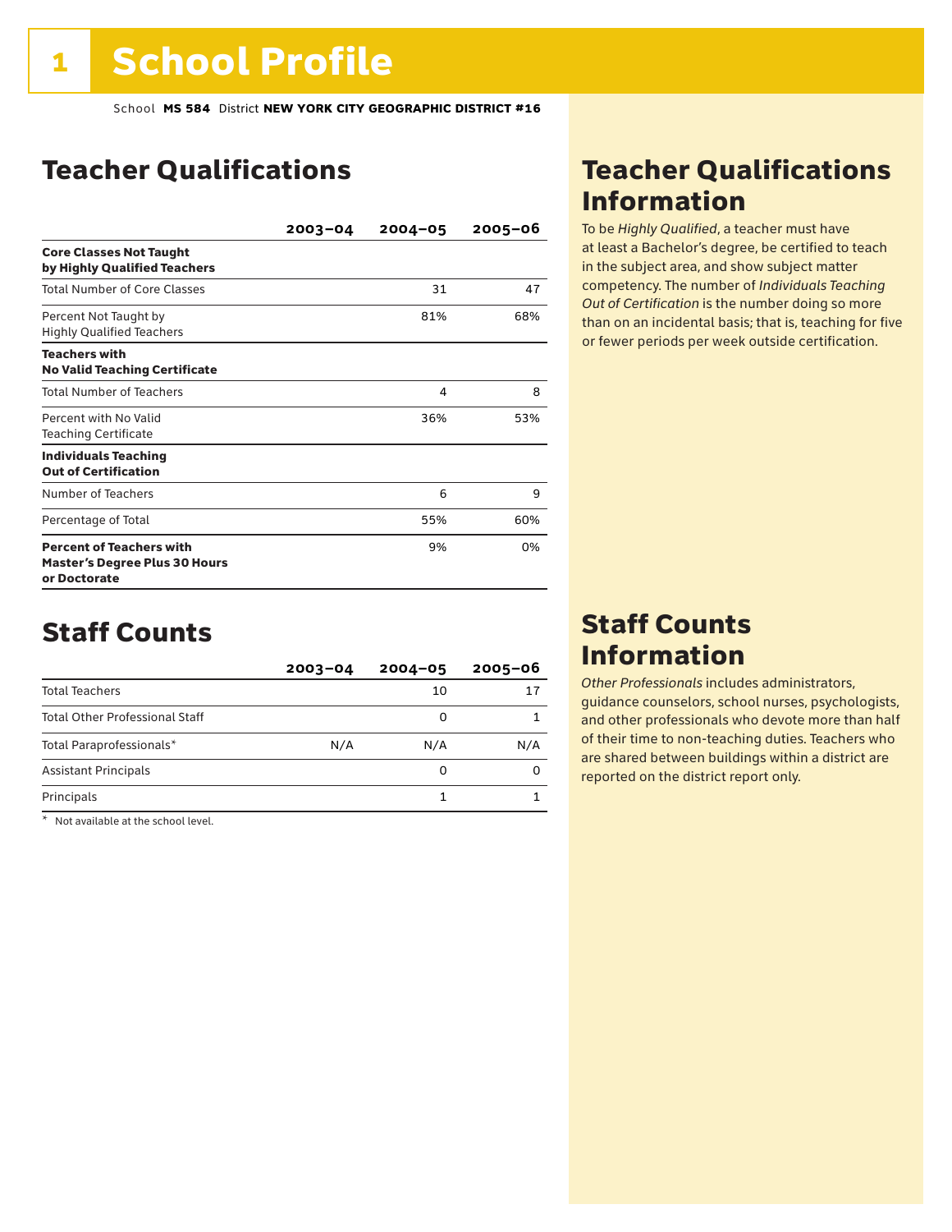# 1 School Profile

School **MS 584** District **NEW YORK CITY GEOGRAPHIC DISTRICT #16**

## Teacher Qualifications

| | 2003–04 | 2004–05 | 2005–06 |
|---|---|---|---|
| **Core Classes Not Taught by Highly Qualified Teachers** | | | |
| Total Number of Core Classes | | 31 | 47 |
| Percent Not Taught by Highly Qualified Teachers | | 81% | 68% |
| **Teachers with No Valid Teaching Certificate** | | | |
| Total Number of Teachers | | 4 | 8 |
| Percent with No Valid Teaching Certificate | | 36% | 53% |
| **Individuals Teaching Out of Certification** | | | |
| Number of Teachers | | 6 | 9 |
| Percentage of Total | | 55% | 60% |
| **Percent of Teachers with Master's Degree Plus 30 Hours or Doctorate** | | 9% | 0% |

## Teacher Qualifications Information

To be *Highly Qualified*, a teacher must have at least a Bachelor's degree, be certified to teach in the subject area, and show subject matter competency. The number of *Individuals Teaching Out of Certification* is the number doing so more than on an incidental basis; that is, teaching for five or fewer periods per week outside certification.

## Staff Counts

| | 2003–04 | 2004–05 | 2005–06 |
|---|---|---|---|
| Total Teachers | | 10 | 17 |
| Total Other Professional Staff | | 0 | 1 |
| Total Paraprofessionals* | N/A | N/A | N/A |
| Assistant Principals | | 0 | 0 |
| Principals | | 1 | 1 |

\* Not available at the school level.

## Staff Counts Information

*Other Professionals* includes administrators, guidance counselors, school nurses, psychologists, and other professionals who devote more than half of their time to non-teaching duties. Teachers who are shared between buildings within a district are reported on the district report only.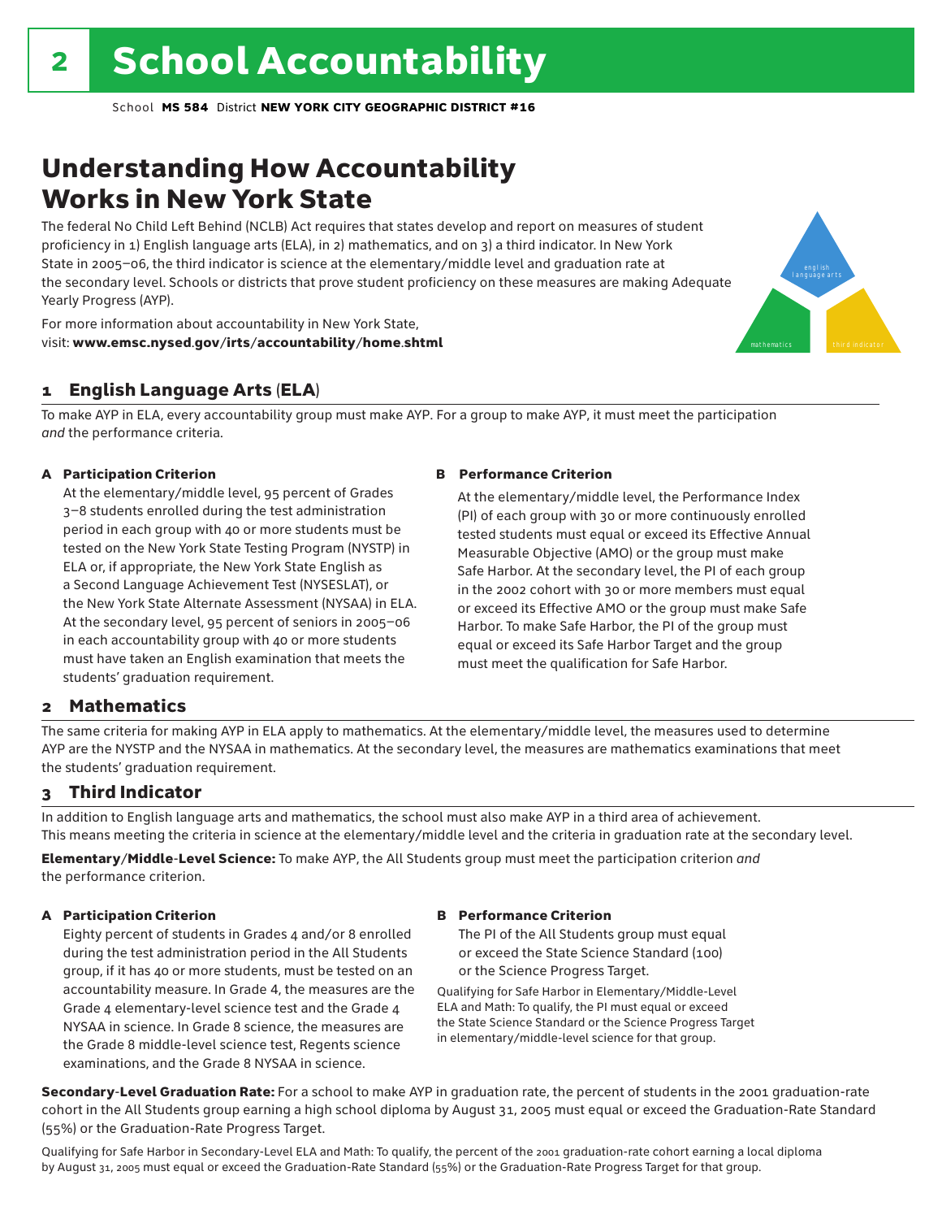# 2 School Accountability

School **MS 584** District **NEW YORK CITY GEOGRAPHIC DISTRICT #16**

## Understanding How Accountability Works in New York State

The federal No Child Left Behind (NCLB) Act requires that states develop and report on measures of student proficiency in 1) English language arts (ELA), in 2) mathematics, and on 3) a third indicator. In New York State in 2005–06, the third indicator is science at the elementary/middle level and graduation rate at the secondary level. Schools or districts that prove student proficiency on these measures are making Adequate Yearly Progress (AYP).

For more information about accountability in New York State, visit: **www.emsc.nysed.gov/irts/accountability/home.shtml**

english language arts

mathematics

third indicator

### 1 English Language Arts (ELA)

To make AYP in ELA, every accountability group must make AYP. For a group to make AYP, it must meet the participation *and* the performance criteria.

**A Participation Criterion**

At the elementary/middle level, 95 percent of Grades 3–8 students enrolled during the test administration period in each group with 40 or more students must be tested on the New York State Testing Program (NYSTP) in ELA or, if appropriate, the New York State English as a Second Language Achievement Test (NYSESLAT), or the New York State Alternate Assessment (NYSAA) in ELA. At the secondary level, 95 percent of seniors in 2005–06 in each accountability group with 40 or more students must have taken an English examination that meets the students' graduation requirement.

**B Performance Criterion**

At the elementary/middle level, the Performance Index (PI) of each group with 30 or more continuously enrolled tested students must equal or exceed its Effective Annual Measurable Objective (AMO) or the group must make Safe Harbor. At the secondary level, the PI of each group in the 2002 cohort with 30 or more members must equal or exceed its Effective AMO or the group must make Safe Harbor. To make Safe Harbor, the PI of the group must equal or exceed its Safe Harbor Target and the group must meet the qualification for Safe Harbor.

### 2 Mathematics

The same criteria for making AYP in ELA apply to mathematics. At the elementary/middle level, the measures used to determine AYP are the NYSTP and the NYSAA in mathematics. At the secondary level, the measures are mathematics examinations that meet the students' graduation requirement.

### 3 Third Indicator

In addition to English language arts and mathematics, the school must also make AYP in a third area of achievement. This means meeting the criteria in science at the elementary/middle level and the criteria in graduation rate at the secondary level.

**Elementary/Middle-Level Science:** To make AYP, the All Students group must meet the participation criterion *and* the performance criterion.

**A Participation Criterion**

Eighty percent of students in Grades 4 and/or 8 enrolled during the test administration period in the All Students group, if it has 40 or more students, must be tested on an accountability measure. In Grade 4, the measures are the Grade 4 elementary-level science test and the Grade 4 NYSAA in science. In Grade 8 science, the measures are the Grade 8 middle-level science test, Regents science examinations, and the Grade 8 NYSAA in science.

**B Performance Criterion**

The PI of the All Students group must equal or exceed the State Science Standard (100) or the Science Progress Target.

Qualifying for Safe Harbor in Elementary/Middle-Level ELA and Math: To qualify, the PI must equal or exceed the State Science Standard or the Science Progress Target in elementary/middle-level science for that group.

**Secondary-Level Graduation Rate:** For a school to make AYP in graduation rate, the percent of students in the 2001 graduation-rate cohort in the All Students group earning a high school diploma by August 31, 2005 must equal or exceed the Graduation-Rate Standard (55%) or the Graduation-Rate Progress Target.

Qualifying for Safe Harbor in Secondary-Level ELA and Math: To qualify, the percent of the 2001 graduation-rate cohort earning a local diploma by August 31, 2005 must equal or exceed the Graduation-Rate Standard (55%) or the Graduation-Rate Progress Target for that group.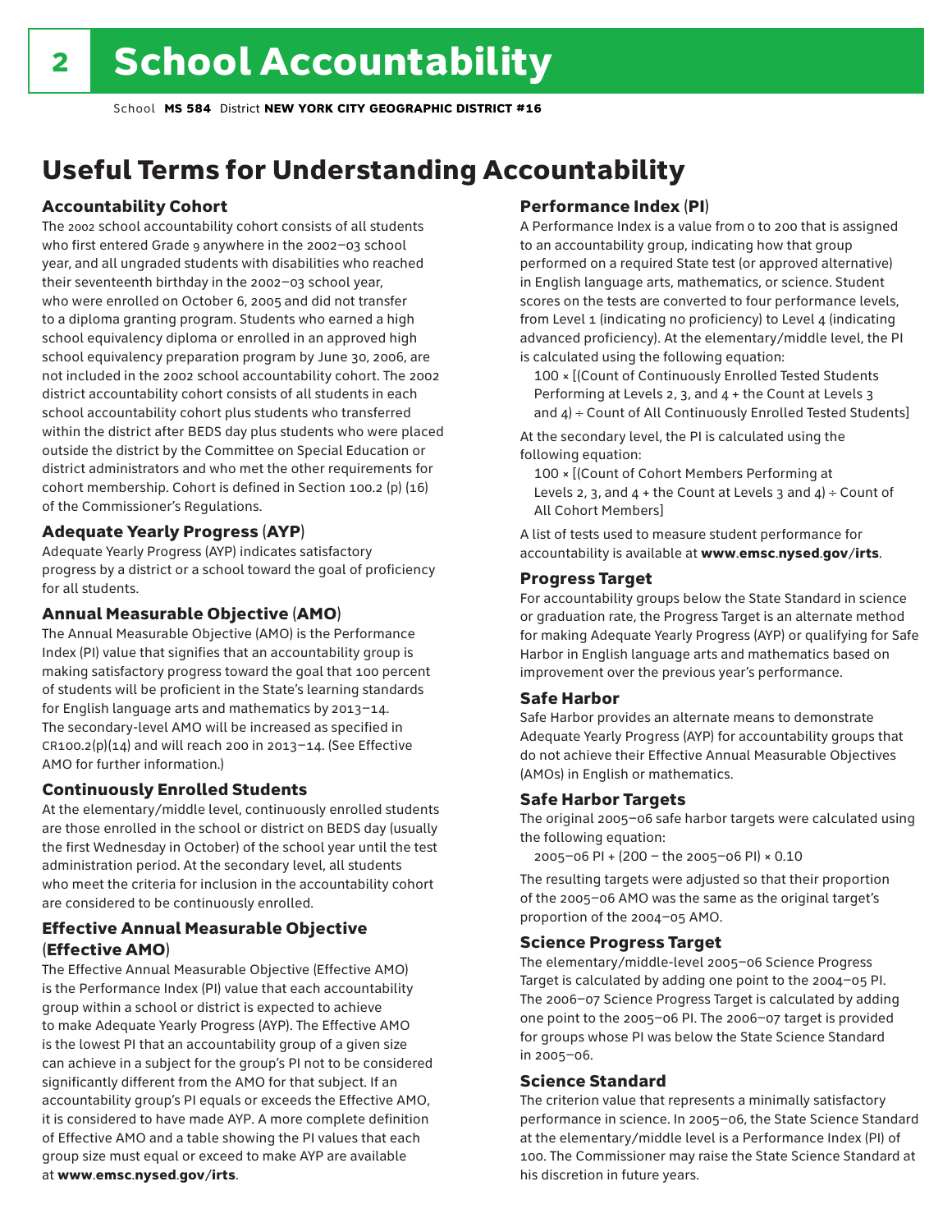# School Accountability

School **MS 584** District **NEW YORK CITY GEOGRAPHIC DISTRICT #16**

## Useful Terms for Understanding Accountability

### Accountability Cohort

The 2002 school accountability cohort consists of all students who first entered Grade 9 anywhere in the 2002–03 school year, and all ungraded students with disabilities who reached their seventeenth birthday in the 2002–03 school year, who were enrolled on October 6, 2005 and did not transfer to a diploma granting program. Students who earned a high school equivalency diploma or enrolled in an approved high school equivalency preparation program by June 30, 2006, are not included in the 2002 school accountability cohort. The 2002 district accountability cohort consists of all students in each school accountability cohort plus students who transferred within the district after BEDS day plus students who were placed outside the district by the Committee on Special Education or district administrators and who met the other requirements for cohort membership. Cohort is defined in Section 100.2 (p) (16) of the Commissioner's Regulations.

### Adequate Yearly Progress (AYP)

Adequate Yearly Progress (AYP) indicates satisfactory progress by a district or a school toward the goal of proficiency for all students.

### Annual Measurable Objective (AMO)

The Annual Measurable Objective (AMO) is the Performance Index (PI) value that signifies that an accountability group is making satisfactory progress toward the goal that 100 percent of students will be proficient in the State's learning standards for English language arts and mathematics by 2013–14. The secondary-level AMO will be increased as specified in CR100.2(p)(14) and will reach 200 in 2013–14. (See Effective AMO for further information.)

### Continuously Enrolled Students

At the elementary/middle level, continuously enrolled students are those enrolled in the school or district on BEDS day (usually the first Wednesday in October) of the school year until the test administration period. At the secondary level, all students who meet the criteria for inclusion in the accountability cohort are considered to be continuously enrolled.

### Effective Annual Measurable Objective (Effective AMO)

The Effective Annual Measurable Objective (Effective AMO) is the Performance Index (PI) value that each accountability group within a school or district is expected to achieve to make Adequate Yearly Progress (AYP). The Effective AMO is the lowest PI that an accountability group of a given size can achieve in a subject for the group's PI not to be considered significantly different from the AMO for that subject. If an accountability group's PI equals or exceeds the Effective AMO, it is considered to have made AYP. A more complete definition of Effective AMO and a table showing the PI values that each group size must equal or exceed to make AYP are available at **www.emsc.nysed.gov/irts**.

### Performance Index (PI)

A Performance Index is a value from 0 to 200 that is assigned to an accountability group, indicating how that group performed on a required State test (or approved alternative) in English language arts, mathematics, or science. Student scores on the tests are converted to four performance levels, from Level 1 (indicating no proficiency) to Level 4 (indicating advanced proficiency). At the elementary/middle level, the PI is calculated using the following equation:

100 × [(Count of Continuously Enrolled Tested Students Performing at Levels 2, 3, and 4 + the Count at Levels 3 and 4) ÷ Count of All Continuously Enrolled Tested Students]

At the secondary level, the PI is calculated using the following equation:

100 × [(Count of Cohort Members Performing at Levels 2, 3, and 4 + the Count at Levels 3 and 4) ÷ Count of All Cohort Members]

A list of tests used to measure student performance for accountability is available at **www.emsc.nysed.gov/irts**.

### Progress Target

For accountability groups below the State Standard in science or graduation rate, the Progress Target is an alternate method for making Adequate Yearly Progress (AYP) or qualifying for Safe Harbor in English language arts and mathematics based on improvement over the previous year's performance.

### Safe Harbor

Safe Harbor provides an alternate means to demonstrate Adequate Yearly Progress (AYP) for accountability groups that do not achieve their Effective Annual Measurable Objectives (AMOs) in English or mathematics.

### Safe Harbor Targets

The original 2005–06 safe harbor targets were calculated using the following equation:

2005–06 PI + (200 – the 2005–06 PI) × 0.10

The resulting targets were adjusted so that their proportion of the 2005–06 AMO was the same as the original target's proportion of the 2004–05 AMO.

### Science Progress Target

The elementary/middle-level 2005–06 Science Progress Target is calculated by adding one point to the 2004–05 PI. The 2006–07 Science Progress Target is calculated by adding one point to the 2005–06 PI. The 2006–07 target is provided for groups whose PI was below the State Science Standard in 2005–06.

### Science Standard

The criterion value that represents a minimally satisfactory performance in science. In 2005–06, the State Science Standard at the elementary/middle level is a Performance Index (PI) of 100. The Commissioner may raise the State Science Standard at his discretion in future years.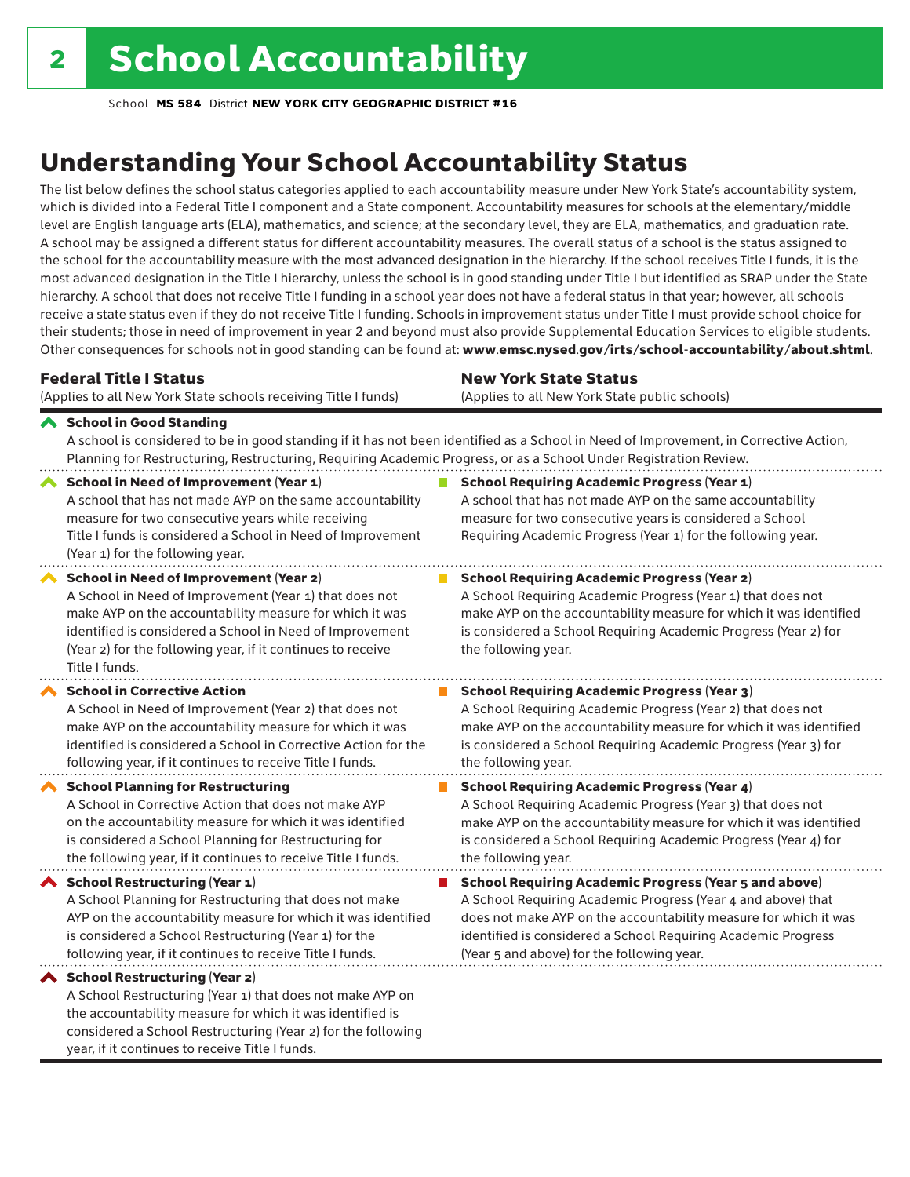# 2 School Accountability

School **MS 584** District **NEW YORK CITY GEOGRAPHIC DISTRICT #16**

## Understanding Your School Accountability Status

The list below defines the school status categories applied to each accountability measure under New York State's accountability system, which is divided into a Federal Title I component and a State component. Accountability measures for schools at the elementary/middle level are English language arts (ELA), mathematics, and science; at the secondary level, they are ELA, mathematics, and graduation rate. A school may be assigned a different status for different accountability measures. The overall status of a school is the status assigned to the school for the accountability measure with the most advanced designation in the hierarchy. If the school receives Title I funds, it is the most advanced designation in the Title I hierarchy, unless the school is in good standing under Title I but identified as SRAP under the State hierarchy. A school that does not receive Title I funding in a school year does not have a federal status in that year; however, all schools receive a state status even if they do not receive Title I funding. Schools in improvement status under Title I must provide school choice for their students; those in need of improvement in year 2 and beyond must also provide Supplemental Education Services to eligible students. Other consequences for schools not in good standing can be found at: **www.emsc.nysed.gov/irts/school-accountability/about.shtml**.

### Federal Title I Status

(Applies to all New York State schools receiving Title I funds)

### New York State Status

(Applies to all New York State public schools)

**School in Good Standing**
A school is considered to be in good standing if it has not been identified as a School in Need of Improvement, in Corrective Action, Planning for Restructuring, Restructuring, Requiring Academic Progress, or as a School Under Registration Review.

#### Federal Title I Status

**School in Need of Improvement (Year 1)**
A school that has not made AYP on the same accountability measure for two consecutive years while receiving Title I funds is considered a School in Need of Improvement (Year 1) for the following year.

**School in Need of Improvement (Year 2)**
A School in Need of Improvement (Year 1) that does not make AYP on the accountability measure for which it was identified is considered a School in Need of Improvement (Year 2) for the following year, if it continues to receive Title I funds.

**School in Corrective Action**
A School in Need of Improvement (Year 2) that does not make AYP on the accountability measure for which it was identified is considered a School in Corrective Action for the following year, if it continues to receive Title I funds.

**School Planning for Restructuring**
A School in Corrective Action that does not make AYP on the accountability measure for which it was identified is considered a School Planning for Restructuring for the following year, if it continues to receive Title I funds.

**School Restructuring (Year 1)**
A School Planning for Restructuring that does not make AYP on the accountability measure for which it was identified is considered a School Restructuring (Year 1) for the following year, if it continues to receive Title I funds.

**School Restructuring (Year 2)**
A School Restructuring (Year 1) that does not make AYP on the accountability measure for which it was identified is considered a School Restructuring (Year 2) for the following year, if it continues to receive Title I funds.

#### New York State Status

**School Requiring Academic Progress (Year 1)**
A school that has not made AYP on the same accountability measure for two consecutive years is considered a School Requiring Academic Progress (Year 1) for the following year.

**School Requiring Academic Progress (Year 2)**
A School Requiring Academic Progress (Year 1) that does not make AYP on the accountability measure for which it was identified is considered a School Requiring Academic Progress (Year 2) for the following year.

**School Requiring Academic Progress (Year 3)**
A School Requiring Academic Progress (Year 2) that does not make AYP on the accountability measure for which it was identified is considered a School Requiring Academic Progress (Year 3) for the following year.

**School Requiring Academic Progress (Year 4)**
A School Requiring Academic Progress (Year 3) that does not make AYP on the accountability measure for which it was identified is considered a School Requiring Academic Progress (Year 4) for the following year.

**School Requiring Academic Progress (Year 5 and above)**
A School Requiring Academic Progress (Year 4 and above) that does not make AYP on the accountability measure for which it was identified is considered a School Requiring Academic Progress (Year 5 and above) for the following year.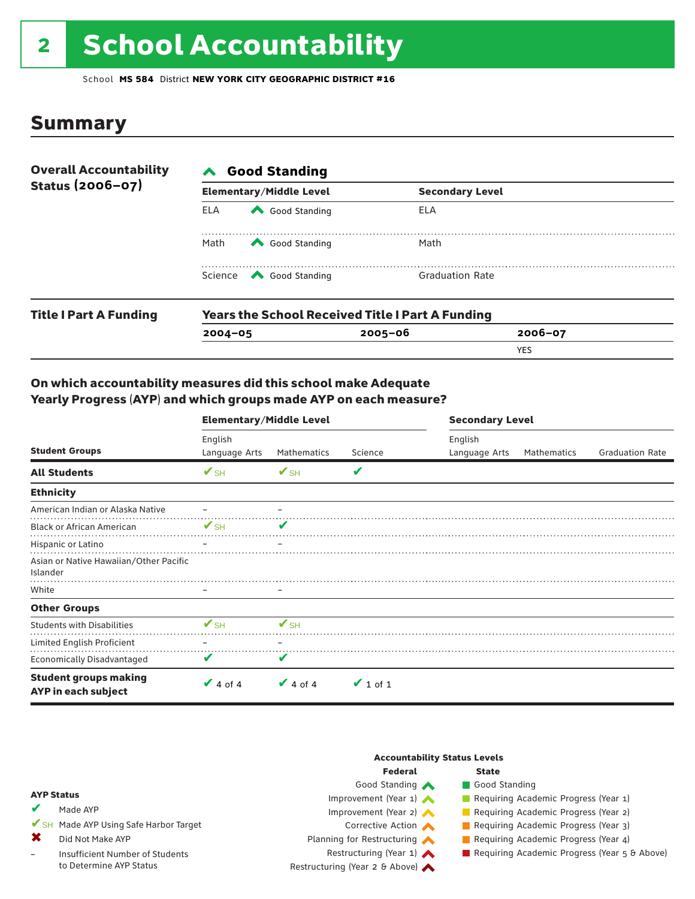# 2 School Accountability

School **MS 584** District **NEW YORK CITY GEOGRAPHIC DISTRICT #16**

## Summary

**Overall Accountability Status (2006–07)**

**Good Standing**

| Elementary/Middle Level | | Secondary Level | |
|---|---|---|---|
| ELA | Good Standing | ELA | |
| Math | Good Standing | Math | |
| Science | Good Standing | Graduation Rate | |

**Title I Part A Funding**

**Years the School Received Title I Part A Funding**

| 2004–05 | 2005–06 | 2006–07 |
|---|---|---|
| | | YES |

### On which accountability measures did this school make Adequate Yearly Progress (AYP) and which groups made AYP on each measure?

| Student Groups | Elementary/Middle Level: English Language Arts | Elementary/Middle Level: Mathematics | Elementary/Middle Level: Science | Secondary Level: English Language Arts | Secondary Level: Mathematics | Secondary Level: Graduation Rate |
|---|---|---|---|---|---|---|
| **All Students** | ✔SH | ✔SH | ✔ | | | |
| **Ethnicity** | | | | | | |
| American Indian or Alaska Native | – | – | | | | |
| Black or African American | ✔SH | ✔ | | | | |
| Hispanic or Latino | – | – | | | | |
| Asian or Native Hawaiian/Other Pacific Islander | | | | | | |
| White | – | – | | | | |
| **Other Groups** | | | | | | |
| Students with Disabilities | ✔SH | ✔SH | | | | |
| Limited English Proficient | – | – | | | | |
| Economically Disadvantaged | ✔ | ✔ | | | | |
| **Student groups making AYP in each subject** | ✔ 4 of 4 | ✔ 4 of 4 | ✔ 1 of 1 | | | |

**AYP Status**

- ✔ Made AYP
- ✔SH Made AYP Using Safe Harbor Target
- ✖ Did Not Make AYP
- – Insufficient Number of Students to Determine AYP Status

**Accountability Status Levels**

| Federal | State |
|---|---|
| Good Standing | Good Standing |
| Improvement (Year 1) | Requiring Academic Progress (Year 1) |
| Improvement (Year 2) | Requiring Academic Progress (Year 2) |
| Corrective Action | Requiring Academic Progress (Year 3) |
| Planning for Restructuring | Requiring Academic Progress (Year 4) |
| Restructuring (Year 1) | Requiring Academic Progress (Year 5 & Above) |
| Restructuring (Year 2 & Above) | |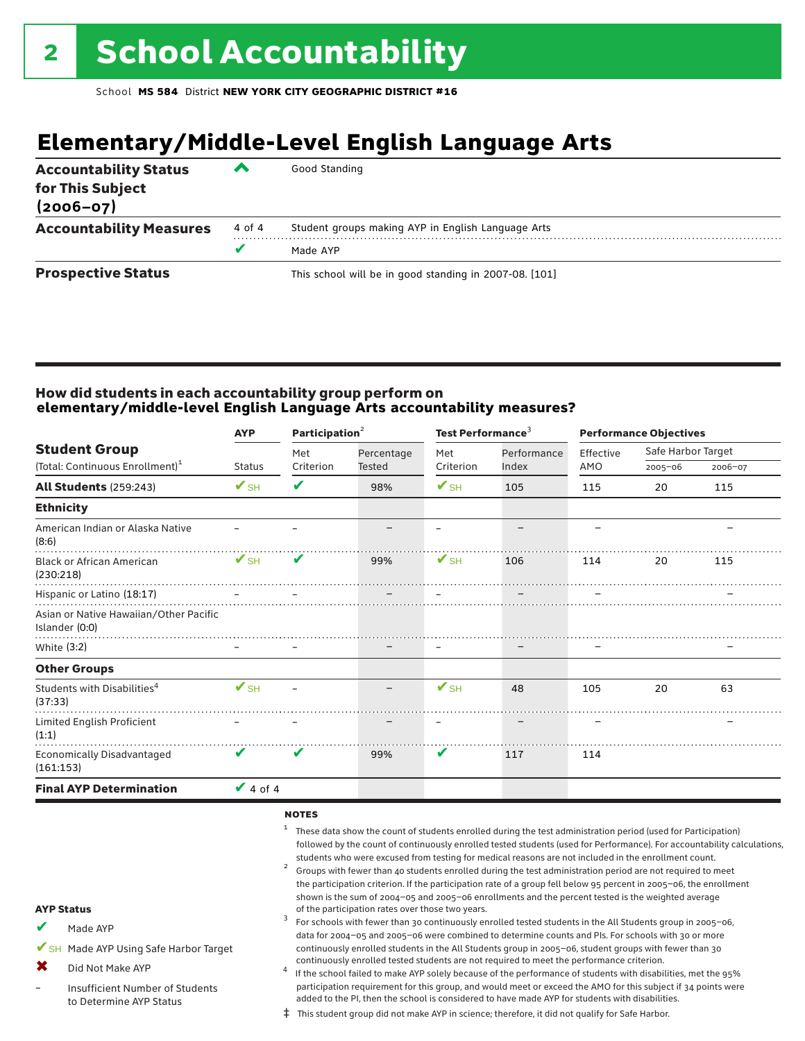# 2 School Accountability

School **MS 584** District **NEW YORK CITY GEOGRAPHIC DISTRICT #16**

## Elementary/Middle-Level English Language Arts

| | | |
|---|---|---|
| **Accountability Status for This Subject (2006–07)** | ^ | Good Standing |
| **Accountability Measures** | 4 of 4 | Student groups making AYP in English Language Arts |
| | ✔ | Made AYP |
| **Prospective Status** | | This school will be in good standing in 2007-08. [101] |

### How did students in each accountability group perform on elementary/middle-level English Language Arts accountability measures?

| Student Group (Total: Continuous Enrollment)[1] | AYP Status | Participation[2] Met Criterion | Participation[2] Percentage Tested | Test Performance[3] Met Criterion | Test Performance[3] Performance Index | Performance Objectives Effective AMO | Safe Harbor Target 2005–06 | Safe Harbor Target 2006–07 |
|---|---|---|---|---|---|---|---|---|
| **All Students** (259:243) | ✔SH | ✔ | 98% | ✔SH | 105 | 115 | 20 | 115 |
| **Ethnicity** | | | | | | | | |
| American Indian or Alaska Native (8:6) | – | – | – | – | – | – | | – |
| Black or African American (230:218) | ✔SH | ✔ | 99% | ✔SH | 106 | 114 | 20 | 115 |
| Hispanic or Latino (18:17) | – | – | – | – | – | – | | – |
| Asian or Native Hawaiian/Other Pacific Islander (0:0) | | | | | | | | |
| White (3:2) | – | – | – | – | – | – | | – |
| **Other Groups** | | | | | | | | |
| Students with Disabilities[4] (37:33) | ✔SH | – | – | ✔SH | 48 | 105 | 20 | 63 |
| Limited English Proficient (1:1) | – | – | – | – | – | – | | – |
| Economically Disadvantaged (161:153) | ✔ | ✔ | 99% | ✔ | 117 | 114 | | |
| **Final AYP Determination** | ✔ 4 of 4 | | | | | | | |

**NOTES**

[1] These data show the count of students enrolled during the test administration period (used for Participation) followed by the count of continuously enrolled tested students (used for Performance). For accountability calculations, students who were excused from testing for medical reasons are not included in the enrollment count.

[2] Groups with fewer than 40 students enrolled during the test administration period are not required to meet the participation criterion. If the participation rate of a group fell below 95 percent in 2005–06, the enrollment shown is the sum of 2004–05 and 2005–06 enrollments and the percent tested is the weighted average of the participation rates over those two years.

[3] For schools with fewer than 30 continuously enrolled tested students in the All Students group in 2005–06, data for 2004–05 and 2005–06 were combined to determine counts and PIs. For schools with 30 or more continuously enrolled students in the All Students group in 2005–06, student groups with fewer than 30 continuously enrolled tested students are not required to meet the performance criterion.

[4] If the school failed to make AYP solely because of the performance of students with disabilities, met the 95% participation requirement for this group, and would meet or exceed the AMO for this subject if 34 points were added to the PI, then the school is considered to have made AYP for students with disabilities.

‡ This student group did not make AYP in science; therefore, it did not qualify for Safe Harbor.

**AYP Status**

- ✔ Made AYP
- ✔SH Made AYP Using Safe Harbor Target
- ✖ Did Not Make AYP
- – Insufficient Number of Students to Determine AYP Status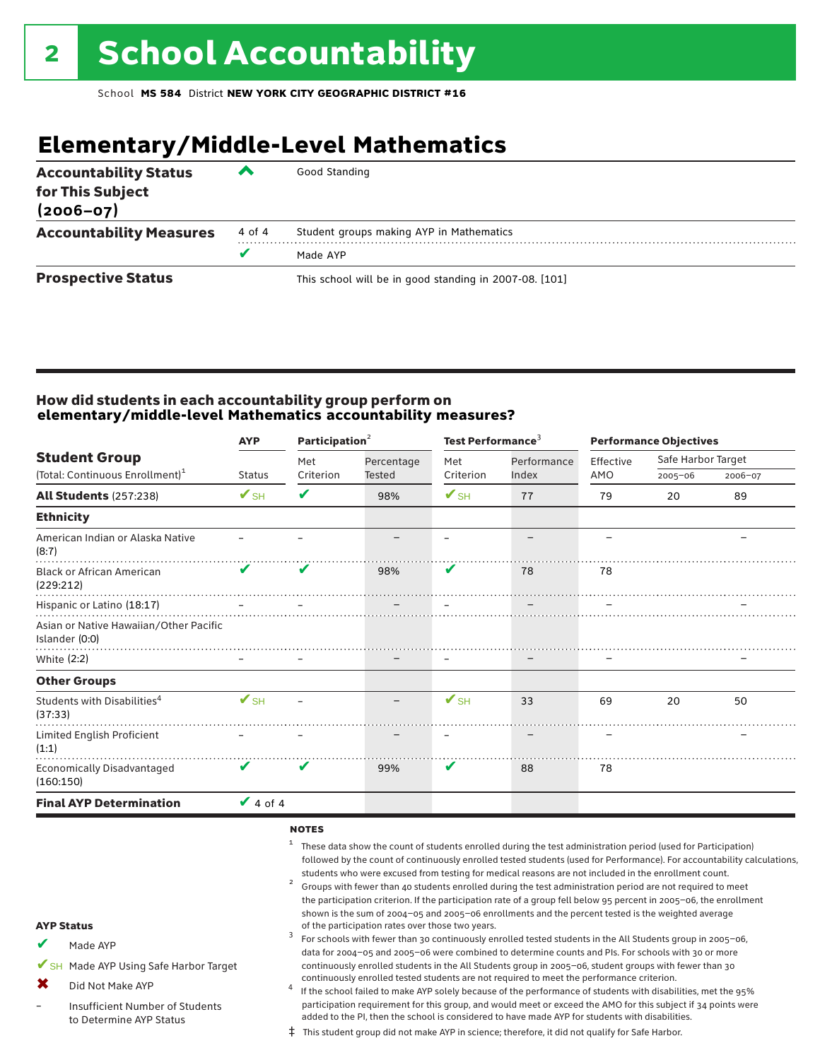## 2 School Accountability

School **MS 584** District **NEW YORK CITY GEOGRAPHIC DISTRICT #16**

# Elementary/Middle-Level Mathematics

| | | |
|---|---|---|
| **Accountability Status for This Subject (2006–07)** | ^ | Good Standing |
| **Accountability Measures** | 4 of 4 | Student groups making AYP in Mathematics |
| | ✔ | Made AYP |
| **Prospective Status** | | This school will be in good standing in 2007-08. [101] |

### How did students in each accountability group perform on elementary/middle-level Mathematics accountability measures?

| Student Group | AYP | Participation[2] | | Test Performance[3] | | Performance Objectives | | |
|---|---|---|---|---|---|---|---|---|
| (Total: Continuous Enrollment)[1] | Status | Met Criterion | Percentage Tested | Met Criterion | Performance Index | Effective AMO | Safe Harbor Target 2005–06 | Safe Harbor Target 2006–07 |
| **All Students** (257:238) | ✔SH | ✔ | 98% | ✔SH | 77 | 79 | 20 | 89 |
| **Ethnicity** | | | | | | | | |
| American Indian or Alaska Native (8:7) | – | – | – | – | – | – | | – |
| Black or African American (229:212) | ✔ | ✔ | 98% | ✔ | 78 | 78 | | |
| Hispanic or Latino (18:17) | – | – | – | – | – | – | | – |
| Asian or Native Hawaiian/Other Pacific Islander (0:0) | | | | | | | | |
| White (2:2) | – | – | – | – | – | – | | – |
| **Other Groups** | | | | | | | | |
| Students with Disabilities[4] (37:33) | ✔SH | – | – | ✔SH | 33 | 69 | 20 | 50 |
| Limited English Proficient (1:1) | – | – | – | – | – | – | | – |
| Economically Disadvantaged (160:150) | ✔ | ✔ | 99% | ✔ | 88 | 78 | | |
| **Final AYP Determination** | ✔ 4 of 4 | | | | | | | |

**AYP Status**

- ✔ Made AYP
- ✔SH Made AYP Using Safe Harbor Target
- ✖ Did Not Make AYP
- – Insufficient Number of Students to Determine AYP Status

**NOTES**

[1] These data show the count of students enrolled during the test administration period (used for Participation) followed by the count of continuously enrolled tested students (used for Performance). For accountability calculations, students who were excused from testing for medical reasons are not included in the enrollment count.

[2] Groups with fewer than 40 students enrolled during the test administration period are not required to meet the participation criterion. If the participation rate of a group fell below 95 percent in 2005–06, the enrollment shown is the sum of 2004–05 and 2005–06 enrollments and the percent tested is the weighted average of the participation rates over those two years.

[3] For schools with fewer than 30 continuously enrolled tested students in the All Students group in 2005–06, data for 2004–05 and 2005–06 were combined to determine counts and PIs. For schools with 30 or more continuously enrolled students in the All Students group in 2005–06, student groups with fewer than 30 continuously enrolled tested students are not required to meet the performance criterion.

[4] If the school failed to make AYP solely because of the performance of students with disabilities, met the 95% participation requirement for this group, and would meet or exceed the AMO for this subject if 34 points were added to the PI, then the school is considered to have made AYP for students with disabilities.

‡ This student group did not make AYP in science; therefore, it did not qualify for Safe Harbor.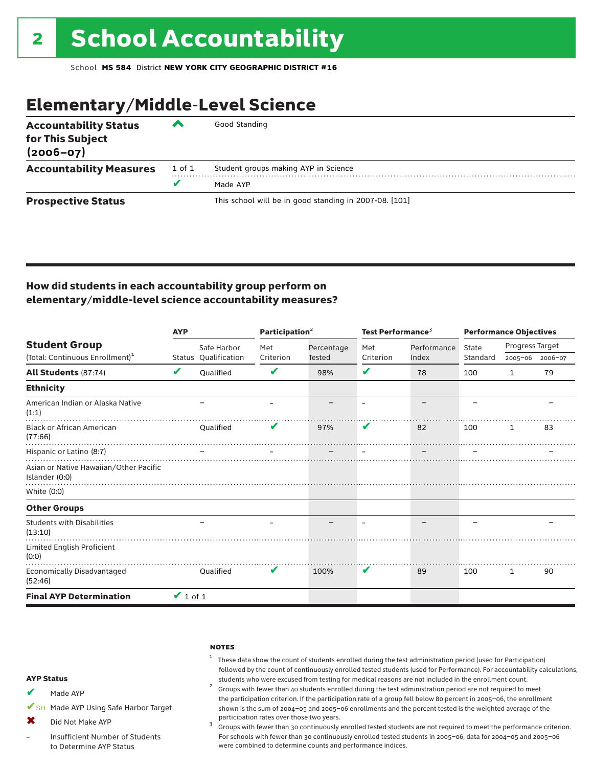# 2 School Accountability

School **MS 584** District **NEW YORK CITY GEOGRAPHIC DISTRICT #16**

## Elementary/Middle-Level Science

| | | |
|---|---|---|
| **Accountability Status for This Subject (2006–07)** | ^ | Good Standing |
| **Accountability Measures** | 1 of 1 | Student groups making AYP in Science |
| | ✔ | Made AYP |
| **Prospective Status** | | This school will be in good standing in 2007-08. [101] |

### How did students in each accountability group perform on elementary/middle-level science accountability measures?

| Student Group (Total: Continuous Enrollment)[1] | AYP Status | AYP Safe Harbor Qualification | Participation[2] Met Criterion | Participation[2] Percentage Tested | Test Performance[3] Met Criterion | Test Performance[3] Performance Index | Performance Objectives State Standard | Progress Target 2005–06 | Progress Target 2006–07 |
|---|---|---|---|---|---|---|---|---|---|
| **All Students** (87:74) | ✔ | Qualified | ✔ | 98% | ✔ | 78 | 100 | 1 | 79 |
| **Ethnicity** | | | | | | | | | |
| American Indian or Alaska Native (1:1) | | – | – | – | – | – | – | | – |
| Black or African American (77:66) | | Qualified | ✔ | 97% | ✔ | 82 | 100 | 1 | 83 |
| Hispanic or Latino (8:7) | | – | – | – | – | – | – | | – |
| Asian or Native Hawaiian/Other Pacific Islander (0:0) | | | | | | | | | |
| White (0:0) | | | | | | | | | |
| **Other Groups** | | | | | | | | | |
| Students with Disabilities (13:10) | | – | – | – | – | – | – | | – |
| Limited English Proficient (0:0) | | | | | | | | | |
| Economically Disadvantaged (52:46) | | Qualified | ✔ | 100% | ✔ | 89 | 100 | 1 | 90 |
| **Final AYP Determination** | ✔ 1 of 1 | | | | | | | | |

**AYP Status**

- ✔ Made AYP
- ✔SH Made AYP Using Safe Harbor Target
- ✖ Did Not Make AYP
- – Insufficient Number of Students to Determine AYP Status

**NOTES**

[1] These data show the count of students enrolled during the test administration period (used for Participation) followed by the count of continuously enrolled tested students (used for Performance). For accountability calculations, students who were excused from testing for medical reasons are not included in the enrollment count.

[2] Groups with fewer than 40 students enrolled during the test administration period are not required to meet the participation criterion. If the participation rate of a group fell below 80 percent in 2005–06, the enrollment shown is the sum of 2004–05 and 2005–06 enrollments and the percent tested is the weighted average of the participation rates over those two years.

[3] Groups with fewer than 30 continuously enrolled tested students are not required to meet the performance criterion. For schools with fewer than 30 continuously enrolled tested students in 2005–06, data for 2004–05 and 2005–06 were combined to determine counts and performance indices.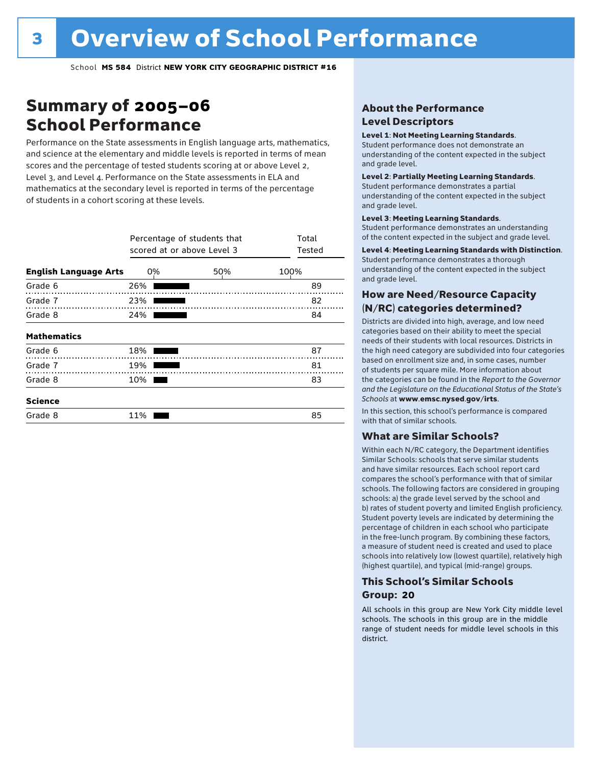# 3 Overview of School Performance

School **MS 584** District **NEW YORK CITY GEOGRAPHIC DISTRICT #16**

## Summary of 2005–06 School Performance

Performance on the State assessments in English language arts, mathematics, and science at the elementary and middle levels is reported in terms of mean scores and the percentage of tested students scoring at or above Level 2, Level 3, and Level 4. Performance on the State assessments in ELA and mathematics at the secondary level is reported in terms of the percentage of students in a cohort scoring at these levels.

| | Percentage of students that scored at or above Level 3 | Total Tested |
|---|---|---|
| **English Language Arts** | | |
| Grade 6 | 26% | 89 |
| Grade 7 | 23% | 82 |
| Grade 8 | 24% | 84 |
| **Mathematics** | | |
| Grade 6 | 18% | 87 |
| Grade 7 | 19% | 81 |
| Grade 8 | 10% | 83 |
| **Science** | | |
| Grade 8 | 11% | 85 |

### About the Performance Level Descriptors

**Level 1**: **Not Meeting Learning Standards**. Student performance does not demonstrate an understanding of the content expected in the subject and grade level.

**Level 2**: **Partially Meeting Learning Standards**. Student performance demonstrates a partial understanding of the content expected in the subject and grade level.

**Level 3**: **Meeting Learning Standards**. Student performance demonstrates an understanding of the content expected in the subject and grade level.

**Level 4**: **Meeting Learning Standards with Distinction**. Student performance demonstrates a thorough understanding of the content expected in the subject and grade level.

### How are Need/Resource Capacity (N/RC) categories determined?

Districts are divided into high, average, and low need categories based on their ability to meet the special needs of their students with local resources. Districts in the high need category are subdivided into four categories based on enrollment size and, in some cases, number of students per square mile. More information about the categories can be found in the *Report to the Governor and the Legislature on the Educational Status of the State's Schools* at **www.emsc.nysed.gov/irts**.

In this section, this school's performance is compared with that of similar schools.

### What are Similar Schools?

Within each N/RC category, the Department identifies Similar Schools: schools that serve similar students and have similar resources. Each school report card compares the school's performance with that of similar schools. The following factors are considered in grouping schools: a) the grade level served by the school and b) rates of student poverty and limited English proficiency. Student poverty levels are indicated by determining the percentage of children in each school who participate in the free-lunch program. By combining these factors, a measure of student need is created and used to place schools into relatively low (lowest quartile), relatively high (highest quartile), and typical (mid-range) groups.

### This School's Similar Schools Group: 20

All schools in this group are New York City middle level schools. The schools in this group are in the middle range of student needs for middle level schools in this district.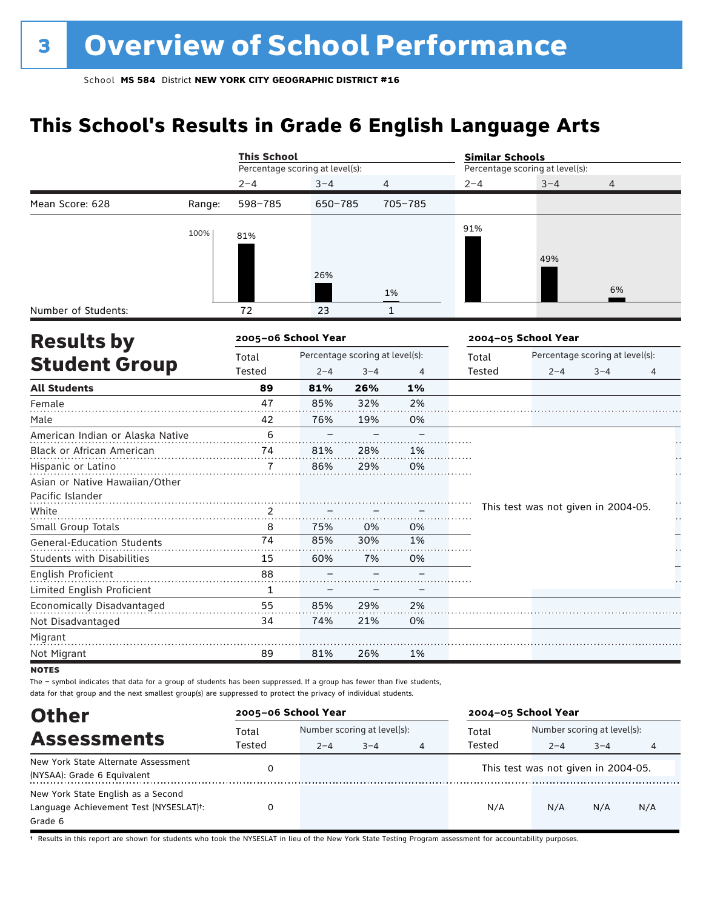# 3 Overview of School Performance

School **MS 584** District **NEW YORK CITY GEOGRAPHIC DISTRICT #16**

## This School's Results in Grade 6 English Language Arts

| | | This School | | | Similar Schools | | |
|---|---|---|---|---|---|---|---|
| | | Percentage scoring at level(s): | | | Percentage scoring at level(s): | | |
| | | 2–4 | 3–4 | 4 | 2–4 | 3–4 | 4 |
| Mean Score: 628 | Range: | 598–785 | 650–785 | 705–785 | | | |
| | | 81% | 26% | 1% | 91% | 49% | 6% |
| Number of Students: | | 72 | 23 | 1 | | | |

## Results by Student Group

| | 2005–06 School Year | | | | 2004–05 School Year | | | |
|---|---|---|---|---|---|---|---|---|
| | Total Tested | Percentage scoring at level(s): 2–4 | 3–4 | 4 | Total Tested | Percentage scoring at level(s): 2–4 | 3–4 | 4 |
| **All Students** | **89** | **81%** | **26%** | **1%** | | | | |
| Female | 47 | 85% | 32% | 2% | | | | |
| Male | 42 | 76% | 19% | 0% | | | | |
| American Indian or Alaska Native | 6 | – | – | – | This test was not given in 2004-05. | | | |
| Black or African American | 74 | 81% | 28% | 1% | | | | |
| Hispanic or Latino | 7 | 86% | 29% | 0% | | | | |
| Asian or Native Hawaiian/Other Pacific Islander | | | | | | | | |
| White | 2 | – | – | – | | | | |
| Small Group Totals | 8 | 75% | 0% | 0% | | | | |
| General-Education Students | 74 | 85% | 30% | 1% | | | | |
| Students with Disabilities | 15 | 60% | 7% | 0% | | | | |
| English Proficient | 88 | – | – | – | | | | |
| Limited English Proficient | 1 | – | – | – | | | | |
| Economically Disadvantaged | 55 | 85% | 29% | 2% | | | | |
| Not Disadvantaged | 34 | 74% | 21% | 0% | | | | |
| Migrant | | | | | | | | |
| Not Migrant | 89 | 81% | 26% | 1% | | | | |

**NOTES**

The – symbol indicates that data for a group of students has been suppressed. If a group has fewer than five students, data for that group and the next smallest group(s) are suppressed to protect the privacy of individual students.

## Other Assessments

| | 2005–06 School Year | | | | 2004–05 School Year | | | |
|---|---|---|---|---|---|---|---|---|
| | Total Tested | Number scoring at level(s): 2–4 | 3–4 | 4 | Total Tested | Number scoring at level(s): 2–4 | 3–4 | 4 |
| New York State Alternate Assessment (NYSAA): Grade 6 Equivalent | 0 | | | | This test was not given in 2004-05. | | | |
| New York State English as a Second Language Achievement Test (NYSESLAT)†: Grade 6 | 0 | | | | N/A | N/A | N/A | N/A |

† Results in this report are shown for students who took the NYSESLAT in lieu of the New York State Testing Program assessment for accountability purposes.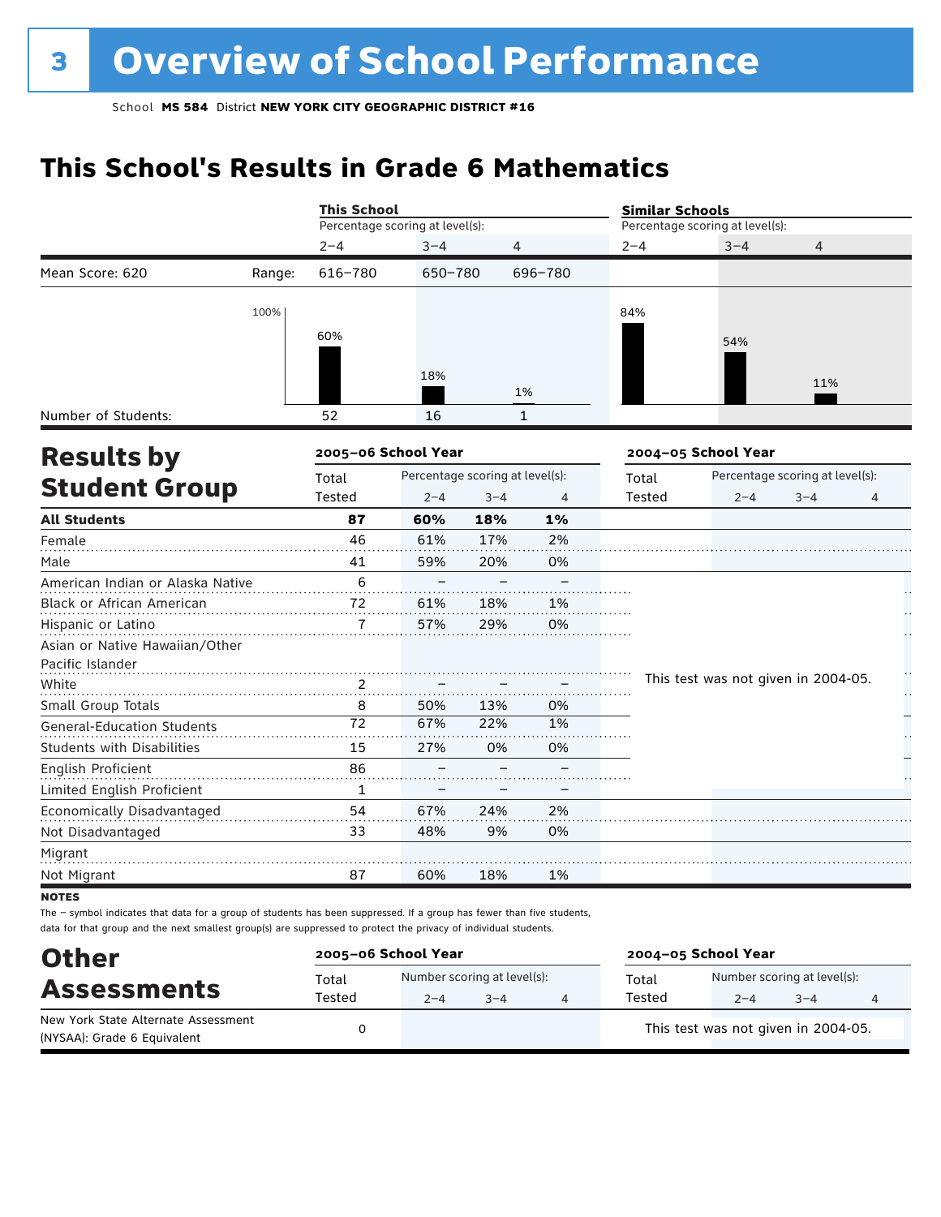# 3 Overview of School Performance

School **MS 584** District **NEW YORK CITY GEOGRAPHIC DISTRICT #16**

## This School's Results in Grade 6 Mathematics

| | | This School | | | Similar Schools | | |
|---|---|---|---|---|---|---|---|
| | | Percentage scoring at level(s): | | | Percentage scoring at level(s): | | |
| | | 2–4 | 3–4 | 4 | 2–4 | 3–4 | 4 |
| Mean Score: 620 | Range: | 616–780 | 650–780 | 696–780 | | | |
| | | 60% | 18% | 1% | 84% | 54% | 11% |
| Number of Students: | | 52 | 16 | 1 | | | |

## Results by Student Group

| | 2005–06 School Year | | | | 2004–05 School Year | | | |
|---|---|---|---|---|---|---|---|---|
| | Total Tested | Percentage scoring at level(s): 2–4 | 3–4 | 4 | Total Tested | Percentage scoring at level(s): 2–4 | 3–4 | 4 |
| **All Students** | **87** | **60%** | **18%** | **1%** | | | | |
| Female | 46 | 61% | 17% | 2% | | | | |
| Male | 41 | 59% | 20% | 0% | | | | |
| American Indian or Alaska Native | 6 | – | – | – | This test was not given in 2004-05. | | | |
| Black or African American | 72 | 61% | 18% | 1% | | | | |
| Hispanic or Latino | 7 | 57% | 29% | 0% | | | | |
| Asian or Native Hawaiian/Other Pacific Islander | | | | | | | | |
| White | 2 | – | – | – | | | | |
| Small Group Totals | 8 | 50% | 13% | 0% | | | | |
| General-Education Students | 72 | 67% | 22% | 1% | | | | |
| Students with Disabilities | 15 | 27% | 0% | 0% | | | | |
| English Proficient | 86 | – | – | – | | | | |
| Limited English Proficient | 1 | – | – | – | | | | |
| Economically Disadvantaged | 54 | 67% | 24% | 2% | | | | |
| Not Disadvantaged | 33 | 48% | 9% | 0% | | | | |
| Migrant | | | | | | | | |
| Not Migrant | 87 | 60% | 18% | 1% | | | | |

**NOTES**

The – symbol indicates that data for a group of students has been suppressed. If a group has fewer than five students, data for that group and the next smallest group(s) are suppressed to protect the privacy of individual students.

## Other Assessments

| | 2005–06 School Year | | | | 2004–05 School Year | | | |
|---|---|---|---|---|---|---|---|---|
| | Total Tested | Number scoring at level(s): 2–4 | 3–4 | 4 | Total Tested | Number scoring at level(s): 2–4 | 3–4 | 4 |
| New York State Alternate Assessment (NYSAA): Grade 6 Equivalent | 0 | | | | This test was not given in 2004-05. | | | |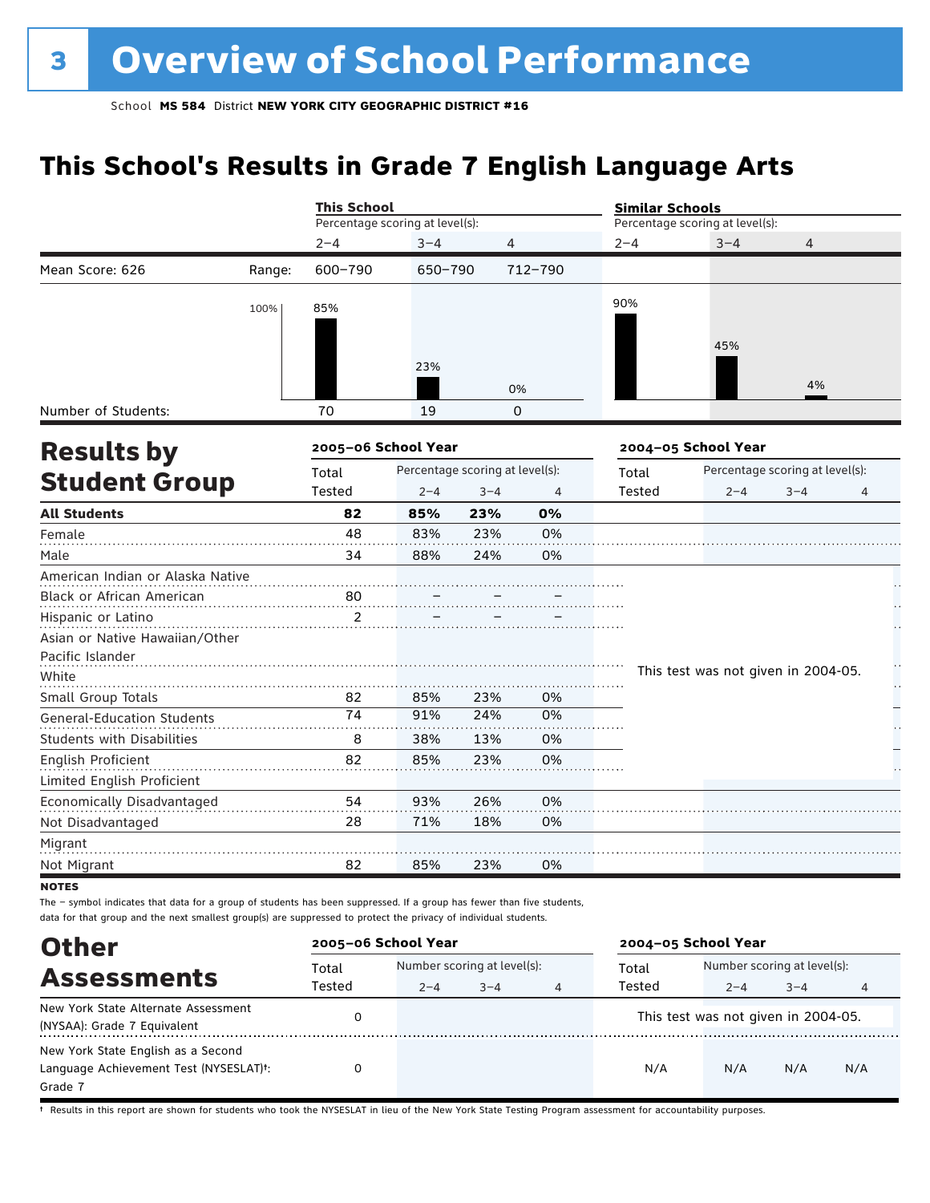# 3 Overview of School Performance

School **MS 584** District **NEW YORK CITY GEOGRAPHIC DISTRICT #16**

## This School's Results in Grade 7 English Language Arts

| | | This School: Percentage scoring at level(s): 2–4 | 3–4 | 4 | Similar Schools: Percentage scoring at level(s): 2–4 | 3–4 | 4 |
|---|---|---|---|---|---|---|---|
| Mean Score: 626 | Range: | 600–790 | 650–790 | 712–790 | | | |
| | | 85% | 23% | 0% | 90% | 45% | 4% |
| Number of Students: | | 70 | 19 | 0 | | | |

## Results by Student Group

| | 2005–06 School Year: Total Tested | Percentage scoring at level(s): 2–4 | 3–4 | 4 | 2004–05 School Year: Total Tested | Percentage scoring at level(s): 2–4 | 3–4 | 4 |
|---|---|---|---|---|---|---|---|---|
| **All Students** | **82** | **85%** | **23%** | **0%** | | | | |
| Female | 48 | 83% | 23% | 0% | | | | |
| Male | 34 | 88% | 24% | 0% | | | | |
| American Indian or Alaska Native | | | | | This test was not given in 2004-05. | | | |
| Black or African American | 80 | – | – | – | | | | |
| Hispanic or Latino | 2 | – | – | – | | | | |
| Asian or Native Hawaiian/Other Pacific Islander | | | | | | | | |
| White | | | | | | | | |
| Small Group Totals | 82 | 85% | 23% | 0% | | | | |
| General-Education Students | 74 | 91% | 24% | 0% | | | | |
| Students with Disabilities | 8 | 38% | 13% | 0% | | | | |
| English Proficient | 82 | 85% | 23% | 0% | | | | |
| Limited English Proficient | | | | | | | | |
| Economically Disadvantaged | 54 | 93% | 26% | 0% | | | | |
| Not Disadvantaged | 28 | 71% | 18% | 0% | | | | |
| Migrant | | | | | | | | |
| Not Migrant | 82 | 85% | 23% | 0% | | | | |

**NOTES**

The – symbol indicates that data for a group of students has been suppressed. If a group has fewer than five students, data for that group and the next smallest group(s) are suppressed to protect the privacy of individual students.

## Other Assessments

| | 2005–06 School Year: Total Tested | Number scoring at level(s): 2–4 | 3–4 | 4 | 2004–05 School Year: Total Tested | Number scoring at level(s): 2–4 | 3–4 | 4 |
|---|---|---|---|---|---|---|---|---|
| New York State Alternate Assessment (NYSAA): Grade 7 Equivalent | 0 | | | | This test was not given in 2004-05. | | | |
| New York State English as a Second Language Achievement Test (NYSESLAT)†: Grade 7 | 0 | | | | N/A | N/A | N/A | N/A |

† Results in this report are shown for students who took the NYSESLAT in lieu of the New York State Testing Program assessment for accountability purposes.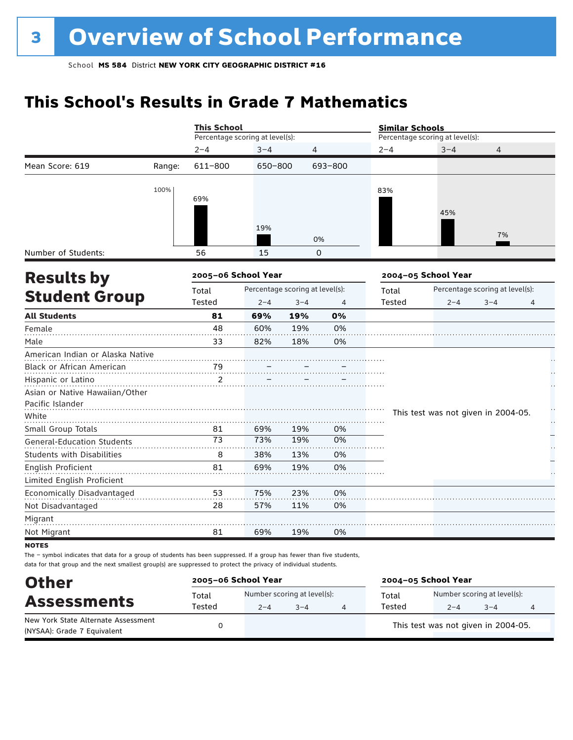# 3 Overview of School Performance

School **MS 584** District **NEW YORK CITY GEOGRAPHIC DISTRICT #16**

## This School's Results in Grade 7 Mathematics

| | | This School | | | Similar Schools | | |
|---|---|---|---|---|---|---|---|
| | | Percentage scoring at level(s): | | | Percentage scoring at level(s): | | |
| | | 2–4 | 3–4 | 4 | 2–4 | 3–4 | 4 |
| Mean Score: 619 | Range: | 611–800 | 650–800 | 693–800 | | | |
| | | 69% | 19% | 0% | 83% | 45% | 7% |
| Number of Students: | | 56 | 15 | 0 | | | |

## Results by Student Group

| | 2005–06 School Year | | | | 2004–05 School Year | | | |
|---|---|---|---|---|---|---|---|---|
| | Total Tested | Percentage scoring at level(s): 2–4 | 3–4 | 4 | Total Tested | Percentage scoring at level(s): 2–4 | 3–4 | 4 |
| **All Students** | **81** | **69%** | **19%** | **0%** | | | | |
| Female | 48 | 60% | 19% | 0% | | | | |
| Male | 33 | 82% | 18% | 0% | | | | |
| American Indian or Alaska Native | | | | | This test was not given in 2004-05. | | | |
| Black or African American | 79 | – | – | – | | | | |
| Hispanic or Latino | 2 | – | – | – | | | | |
| Asian or Native Hawaiian/Other Pacific Islander | | | | | | | | |
| White | | | | | | | | |
| Small Group Totals | 81 | 69% | 19% | 0% | | | | |
| General-Education Students | 73 | 73% | 19% | 0% | | | | |
| Students with Disabilities | 8 | 38% | 13% | 0% | | | | |
| English Proficient | 81 | 69% | 19% | 0% | | | | |
| Limited English Proficient | | | | | | | | |
| Economically Disadvantaged | 53 | 75% | 23% | 0% | | | | |
| Not Disadvantaged | 28 | 57% | 11% | 0% | | | | |
| Migrant | | | | | | | | |
| Not Migrant | 81 | 69% | 19% | 0% | | | | |

**NOTES**

The – symbol indicates that data for a group of students has been suppressed. If a group has fewer than five students, data for that group and the next smallest group(s) are suppressed to protect the privacy of individual students.

## Other Assessments

| | 2005–06 School Year | | | | 2004–05 School Year | | | |
|---|---|---|---|---|---|---|---|---|
| | Total Tested | Number scoring at level(s): 2–4 | 3–4 | 4 | Total Tested | Number scoring at level(s): 2–4 | 3–4 | 4 |
| New York State Alternate Assessment (NYSAA): Grade 7 Equivalent | 0 | | | | This test was not given in 2004-05. | | | |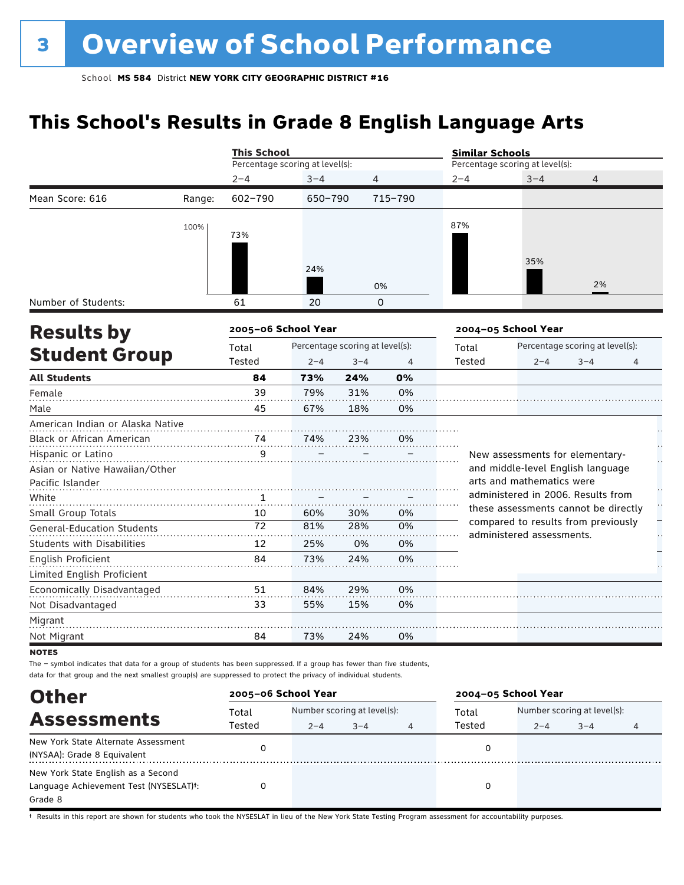# 3 Overview of School Performance

School **MS 584** District **NEW YORK CITY GEOGRAPHIC DISTRICT #16**

## This School's Results in Grade 8 English Language Arts

| | | This School | | | Similar Schools | | |
|---|---|---|---|---|---|---|---|
| | | Percentage scoring at level(s): | | | Percentage scoring at level(s): | | |
| | | 2–4 | 3–4 | 4 | 2–4 | 3–4 | 4 |
| Mean Score: 616 | Range: | 602–790 | 650–790 | 715–790 | | | |
| | | 73% | 24% | 0% | 87% | 35% | 2% |
| Number of Students: | | 61 | 20 | 0 | | | |

## Results by Student Group

| | 2005–06 School Year | | | | 2004–05 School Year | | | |
|---|---|---|---|---|---|---|---|---|
| | Total Tested | Percentage scoring at level(s): 2–4 | 3–4 | 4 | Total Tested | Percentage scoring at level(s): 2–4 | 3–4 | 4 |
| **All Students** | **84** | **73%** | **24%** | **0%** | | | | |
| Female | 39 | 79% | 31% | 0% | | | | |
| Male | 45 | 67% | 18% | 0% | | | | |
| American Indian or Alaska Native | | | | | | | | |
| Black or African American | 74 | 74% | 23% | 0% | | | | |
| Hispanic or Latino | 9 | – | – | – | | | | |
| Asian or Native Hawaiian/Other Pacific Islander | | | | | | | | |
| White | 1 | – | – | – | | | | |
| Small Group Totals | 10 | 60% | 30% | 0% | | | | |
| General-Education Students | 72 | 81% | 28% | 0% | | | | |
| Students with Disabilities | 12 | 25% | 0% | 0% | | | | |
| English Proficient | 84 | 73% | 24% | 0% | | | | |
| Limited English Proficient | | | | | | | | |
| Economically Disadvantaged | 51 | 84% | 29% | 0% | | | | |
| Not Disadvantaged | 33 | 55% | 15% | 0% | | | | |
| Migrant | | | | | | | | |
| Not Migrant | 84 | 73% | 24% | 0% | | | | |

New assessments for elementary- and middle-level English language arts and mathematics were administered in 2006. Results from these assessments cannot be directly compared to results from previously administered assessments.

**NOTES**

The – symbol indicates that data for a group of students has been suppressed. If a group has fewer than five students, data for that group and the next smallest group(s) are suppressed to protect the privacy of individual students.

## Other Assessments

| | 2005–06 School Year | | | | 2004–05 School Year | | | |
|---|---|---|---|---|---|---|---|---|
| | Total Tested | Number scoring at level(s): 2–4 | 3–4 | 4 | Total Tested | Number scoring at level(s): 2–4 | 3–4 | 4 |
| New York State Alternate Assessment (NYSAA): Grade 8 Equivalent | 0 | | | | 0 | | | |
| New York State English as a Second Language Achievement Test (NYSESLAT)†: Grade 8 | 0 | | | | 0 | | | |

† Results in this report are shown for students who took the NYSESLAT in lieu of the New York State Testing Program assessment for accountability purposes.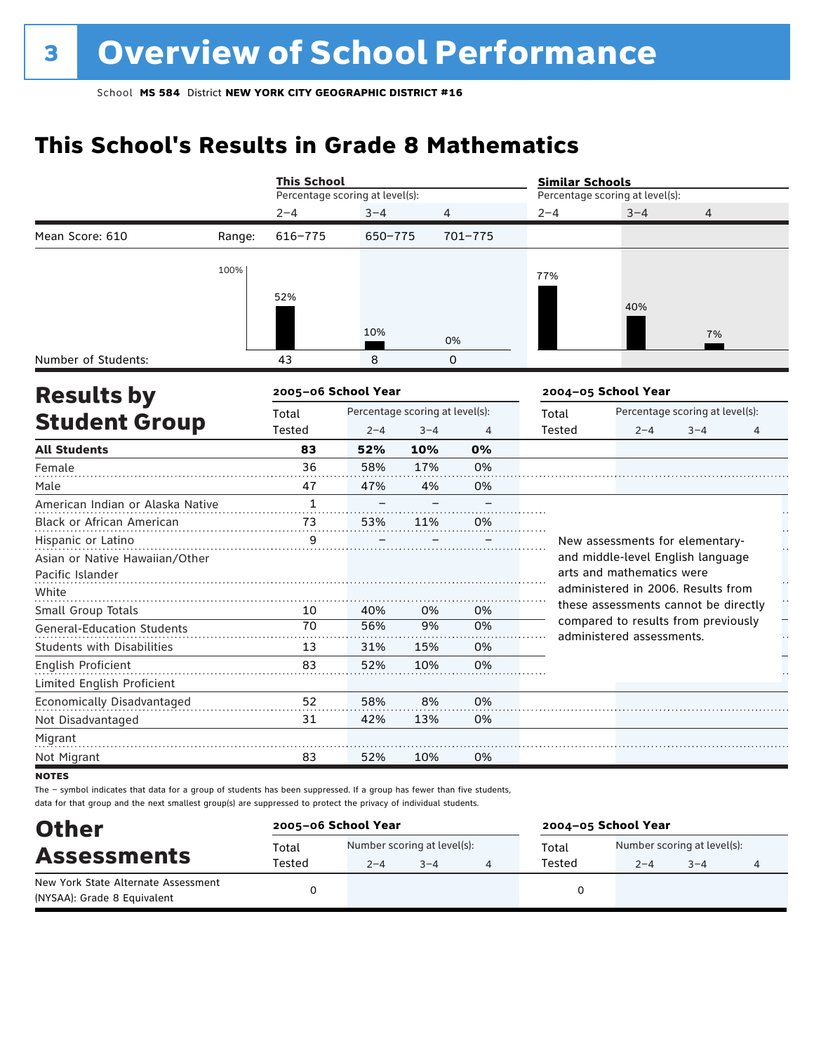# 3 Overview of School Performance

School **MS 584** District **NEW YORK CITY GEOGRAPHIC DISTRICT #16**

## This School's Results in Grade 8 Mathematics

| | | This School | | | Similar Schools | | |
|---|---|---|---|---|---|---|---|
| | | Percentage scoring at level(s): | | | Percentage scoring at level(s): | | |
| | | 2–4 | 3–4 | 4 | 2–4 | 3–4 | 4 |
| Mean Score: 610 | Range: | 616–775 | 650–775 | 701–775 | | | |
| | | 52% | 10% | 0% | 77% | 40% | 7% |
| Number of Students: | | 43 | 8 | 0 | | | |

## Results by Student Group

| | 2005–06 School Year | | | | 2004–05 School Year | | | |
|---|---|---|---|---|---|---|---|---|
| | Total Tested | Percentage scoring at level(s): 2–4 | 3–4 | 4 | Total Tested | Percentage scoring at level(s): 2–4 | 3–4 | 4 |
| **All Students** | **83** | **52%** | **10%** | **0%** | | | | |
| Female | 36 | 58% | 17% | 0% | | | | |
| Male | 47 | 47% | 4% | 0% | | | | |
| American Indian or Alaska Native | 1 | – | – | – | | | | |
| Black or African American | 73 | 53% | 11% | 0% | | | | |
| Hispanic or Latino | 9 | – | – | – | | | | |
| Asian or Native Hawaiian/Other Pacific Islander | | | | | | | | |
| White | | | | | | | | |
| Small Group Totals | 10 | 40% | 0% | 0% | | | | |
| General-Education Students | 70 | 56% | 9% | 0% | | | | |
| Students with Disabilities | 13 | 31% | 15% | 0% | | | | |
| English Proficient | 83 | 52% | 10% | 0% | | | | |
| Limited English Proficient | | | | | | | | |
| Economically Disadvantaged | 52 | 58% | 8% | 0% | | | | |
| Not Disadvantaged | 31 | 42% | 13% | 0% | | | | |
| Migrant | | | | | | | | |
| Not Migrant | 83 | 52% | 10% | 0% | | | | |

New assessments for elementary- and middle-level English language arts and mathematics were administered in 2006. Results from these assessments cannot be directly compared to results from previously administered assessments.

**NOTES**

The – symbol indicates that data for a group of students has been suppressed. If a group has fewer than five students, data for that group and the next smallest group(s) are suppressed to protect the privacy of individual students.

## Other Assessments

| | 2005–06 School Year | | | | 2004–05 School Year | | | |
|---|---|---|---|---|---|---|---|---|
| | Total Tested | Number scoring at level(s): 2–4 | 3–4 | 4 | Total Tested | Number scoring at level(s): 2–4 | 3–4 | 4 |
| New York State Alternate Assessment (NYSAA): Grade 8 Equivalent | 0 | | | | 0 | | | |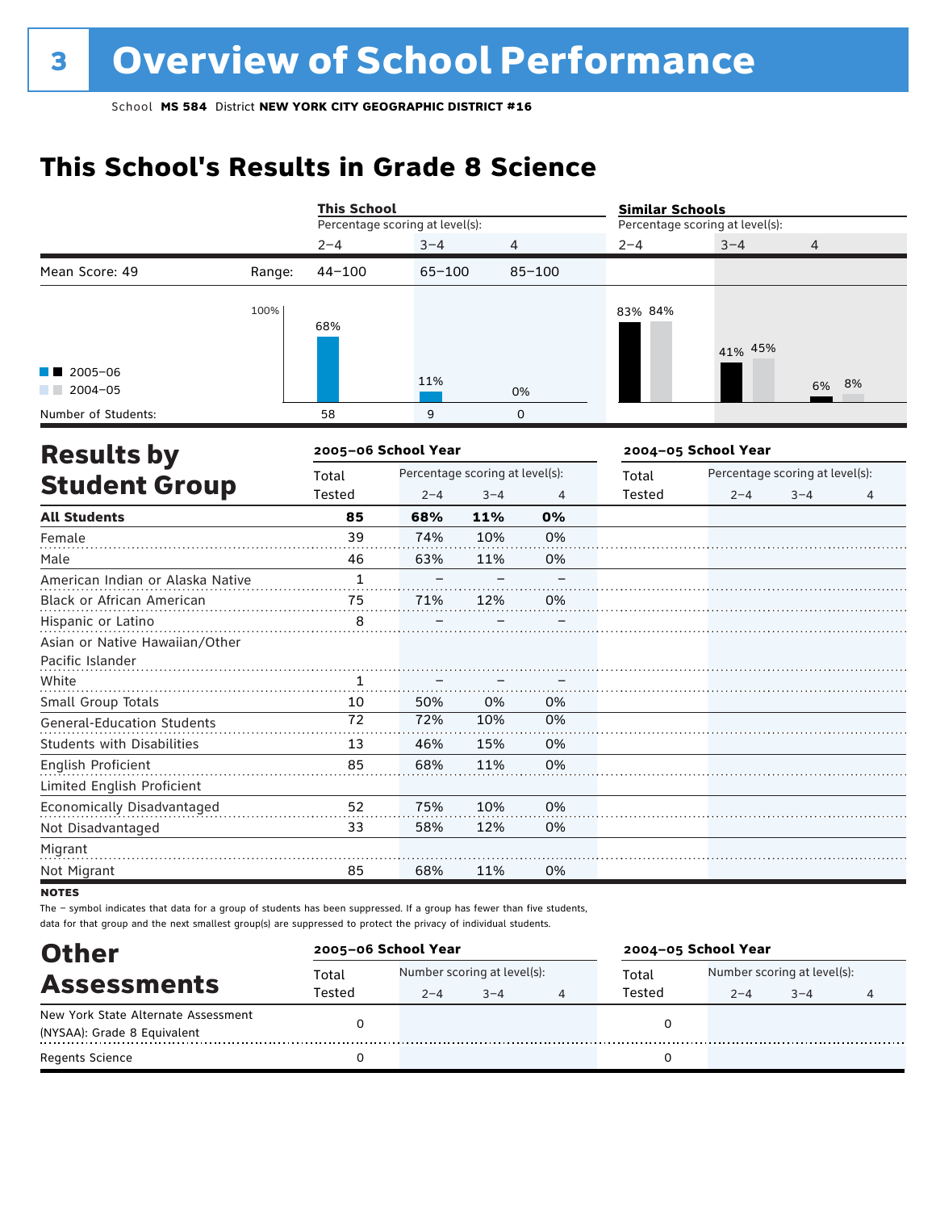# 3 Overview of School Performance

School **MS 584** District **NEW YORK CITY GEOGRAPHIC DISTRICT #16**

## This School's Results in Grade 8 Science

| | | This School | | | Similar Schools | | |
|---|---|---|---|---|---|---|---|
| | | Percentage scoring at level(s): | | | Percentage scoring at level(s): | | |
| | | 2–4 | 3–4 | 4 | 2–4 | 3–4 | 4 |
| Mean Score: 49 | Range: | 44–100 | 65–100 | 85–100 | | | |

100%

68%

11%

0%

83% 84%

41% 45%

6% 8%

2005–06

2004–05

| | 2–4 | 3–4 | 4 |
|---|---|---|---|
| Number of Students: | 58 | 9 | 0 |

## Results by Student Group

| | 2005–06 School Year | | | | 2004–05 School Year | | | |
|---|---|---|---|---|---|---|---|---|
| | Total Tested | Percentage scoring at level(s): 2–4 | 3–4 | 4 | Total Tested | Percentage scoring at level(s): 2–4 | 3–4 | 4 |
| **All Students** | **85** | **68%** | **11%** | **0%** | | | | |
| Female | 39 | 74% | 10% | 0% | | | | |
| Male | 46 | 63% | 11% | 0% | | | | |
| American Indian or Alaska Native | 1 | – | – | – | | | | |
| Black or African American | 75 | 71% | 12% | 0% | | | | |
| Hispanic or Latino | 8 | – | – | – | | | | |
| Asian or Native Hawaiian/Other Pacific Islander | | | | | | | | |
| White | 1 | – | – | – | | | | |
| Small Group Totals | 10 | 50% | 0% | 0% | | | | |
| General-Education Students | 72 | 72% | 10% | 0% | | | | |
| Students with Disabilities | 13 | 46% | 15% | 0% | | | | |
| English Proficient | 85 | 68% | 11% | 0% | | | | |
| Limited English Proficient | | | | | | | | |
| Economically Disadvantaged | 52 | 75% | 10% | 0% | | | | |
| Not Disadvantaged | 33 | 58% | 12% | 0% | | | | |
| Migrant | | | | | | | | |
| Not Migrant | 85 | 68% | 11% | 0% | | | | |

**NOTES**

The – symbol indicates that data for a group of students has been suppressed. If a group has fewer than five students, data for that group and the next smallest group(s) are suppressed to protect the privacy of individual students.

## Other Assessments

| | 2005–06 School Year | | | | 2004–05 School Year | | | |
|---|---|---|---|---|---|---|---|---|
| | Total Tested | Number scoring at level(s): 2–4 | 3–4 | 4 | Total Tested | Number scoring at level(s): 2–4 | 3–4 | 4 |
| New York State Alternate Assessment (NYSAA): Grade 8 Equivalent | 0 | | | | 0 | | | |
| Regents Science | 0 | | | | 0 | | | |